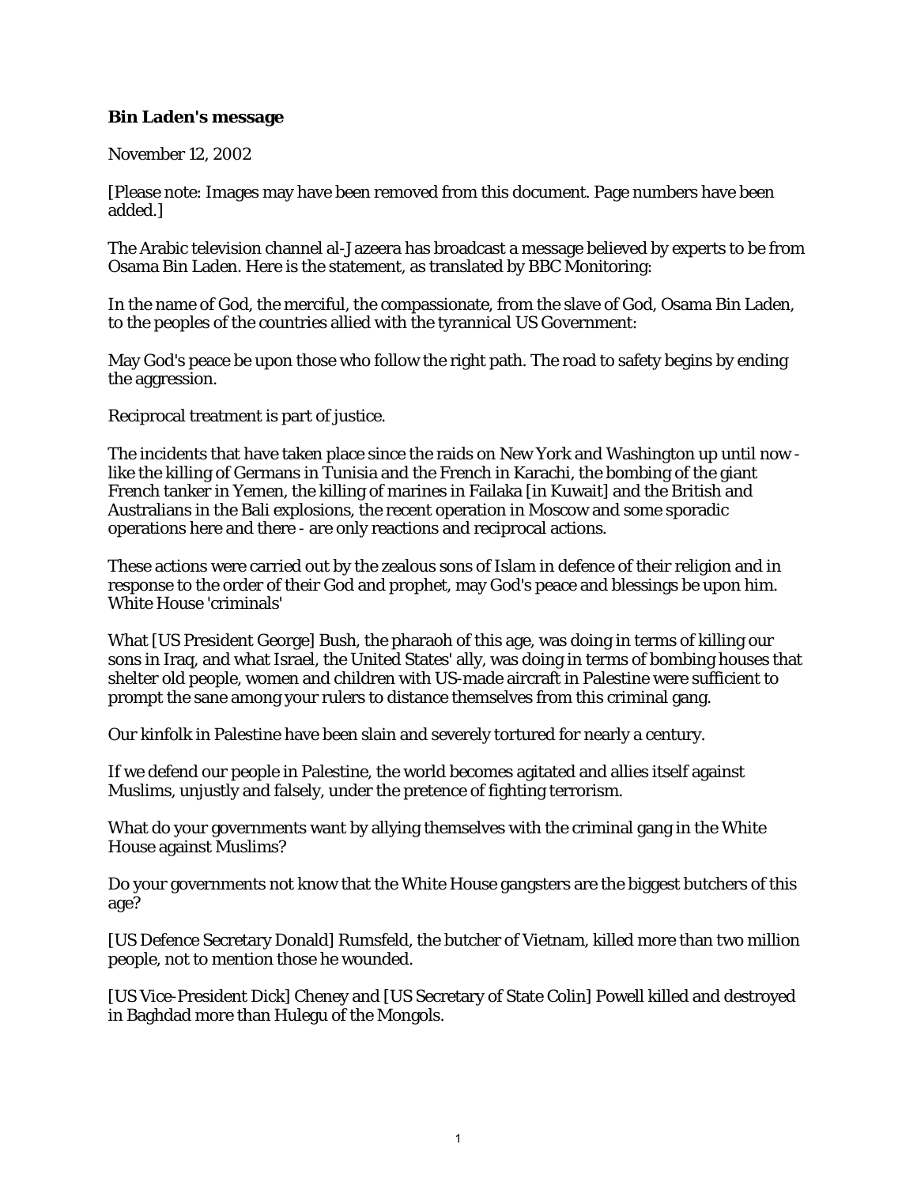**Bin Laden's message**

November 12, 2002

[Please note: Images may have been removed from this document. Page numbers have been added.]

The Arabic television channel al-Jazeera has broadcast a message believed by experts to be from Osama Bin Laden. Here is the statement, as translated by BBC Monitoring:

In the name of God, the merciful, the compassionate, from the slave of God, Osama Bin Laden, to the peoples of the countries allied with the tyrannical US Government:

May God's peace be upon those who follow the right path. The road to safety begins by ending the aggression.

Reciprocal treatment is part of justice.

The incidents that have taken place since the raids on New York and Washington up until now - like the killing of Germans in Tunisia and the French in Karachi, the bombing of the giant French tanker in Yemen, the killing of marines in Failaka [in Kuwait] and the British and Australians in the Bali explosions, the recent operation in Moscow and some sporadic operations here and there - are only reactions and reciprocal actions.

These actions were carried out by the zealous sons of Islam in defence of their religion and in response to the order of their God and prophet, may God's peace and blessings be upon him.
White House 'criminals'

What [US President George] Bush, the pharaoh of this age, was doing in terms of killing our sons in Iraq, and what Israel, the United States' ally, was doing in terms of bombing houses that shelter old people, women and children with US-made aircraft in Palestine were sufficient to prompt the sane among your rulers to distance themselves from this criminal gang.

Our kinfolk in Palestine have been slain and severely tortured for nearly a century.

If we defend our people in Palestine, the world becomes agitated and allies itself against Muslims, unjustly and falsely, under the pretence of fighting terrorism.

What do your governments want by allying themselves with the criminal gang in the White House against Muslims?

Do your governments not know that the White House gangsters are the biggest butchers of this age?

[US Defence Secretary Donald] Rumsfeld, the butcher of Vietnam, killed more than two million people, not to mention those he wounded.

[US Vice-President Dick] Cheney and [US Secretary of State Colin] Powell killed and destroyed in Baghdad more than Hulegu of the Mongols.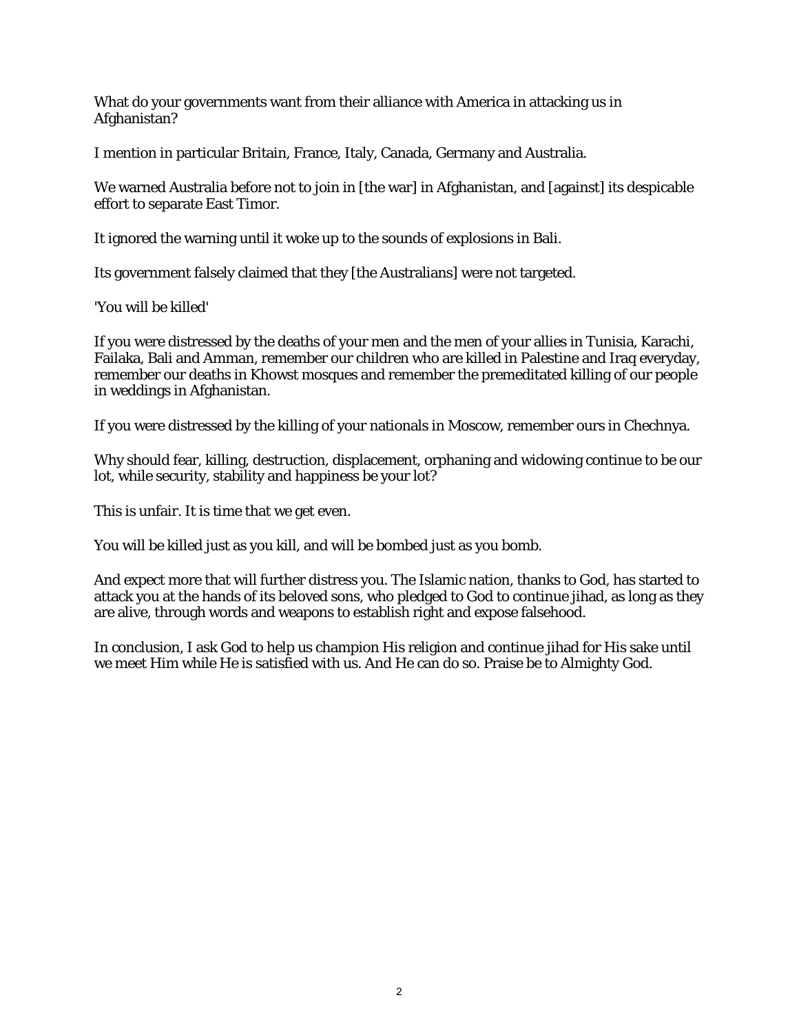What do your governments want from their alliance with America in attacking us in Afghanistan?

I mention in particular Britain, France, Italy, Canada, Germany and Australia.

We warned Australia before not to join in [the war] in Afghanistan, and [against] its despicable effort to separate East Timor.

It ignored the warning until it woke up to the sounds of explosions in Bali.

Its government falsely claimed that they [the Australians] were not targeted.

'You will be killed'

If you were distressed by the deaths of your men and the men of your allies in Tunisia, Karachi, Failaka, Bali and Amman, remember our children who are killed in Palestine and Iraq everyday, remember our deaths in Khowst mosques and remember the premeditated killing of our people in weddings in Afghanistan.

If you were distressed by the killing of your nationals in Moscow, remember ours in Chechnya.

Why should fear, killing, destruction, displacement, orphaning and widowing continue to be our lot, while security, stability and happiness be your lot?

This is unfair. It is time that we get even.

You will be killed just as you kill, and will be bombed just as you bomb.

And expect more that will further distress you. The Islamic nation, thanks to God, has started to attack you at the hands of its beloved sons, who pledged to God to continue jihad, as long as they are alive, through words and weapons to establish right and expose falsehood.

In conclusion, I ask God to help us champion His religion and continue jihad for His sake until we meet Him while He is satisfied with us. And He can do so. Praise be to Almighty God.